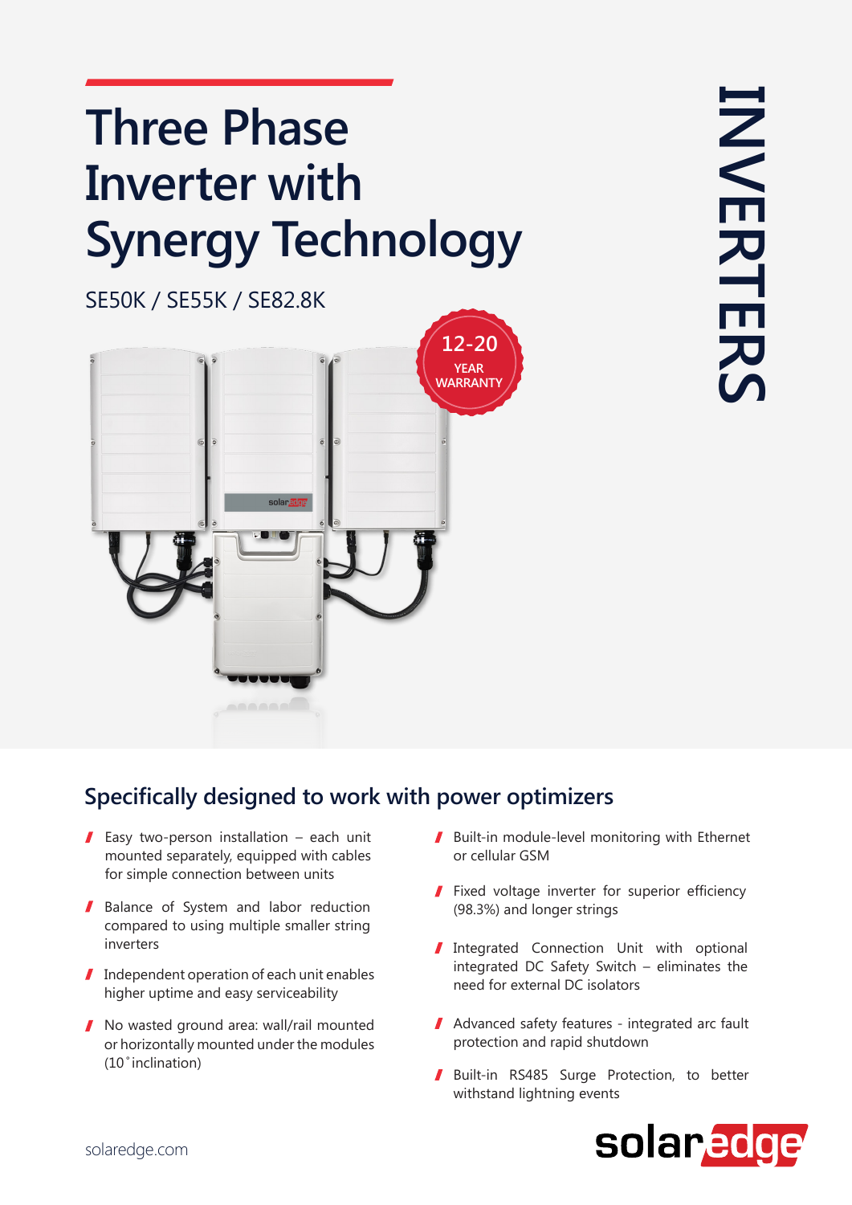# Three Phase Inverter with Synergy Technology

SE50K / SE55K / SE82.8K

12-20 YEAR WARRANTY

INVERTERS

## Specifically designed to work with power optimizers

- Easy two-person installation – each unit mounted separately, equipped with cables for simple connection between units
- Balance of System and labor reduction compared to using multiple smaller string inverters
- Independent operation of each unit enables higher uptime and easy serviceability
- No wasted ground area: wall/rail mounted or horizontally mounted under the modules (10˚ inclination)
- Built-in module-level monitoring with Ethernet or cellular GSM
- Fixed voltage inverter for superior efficiency (98.3%) and longer strings
- Integrated Connection Unit with optional integrated DC Safety Switch – eliminates the need for external DC isolators
- Advanced safety features - integrated arc fault protection and rapid shutdown
- Built-in RS485 Surge Protection, to better withstand lightning events

solaredge.com

solaredge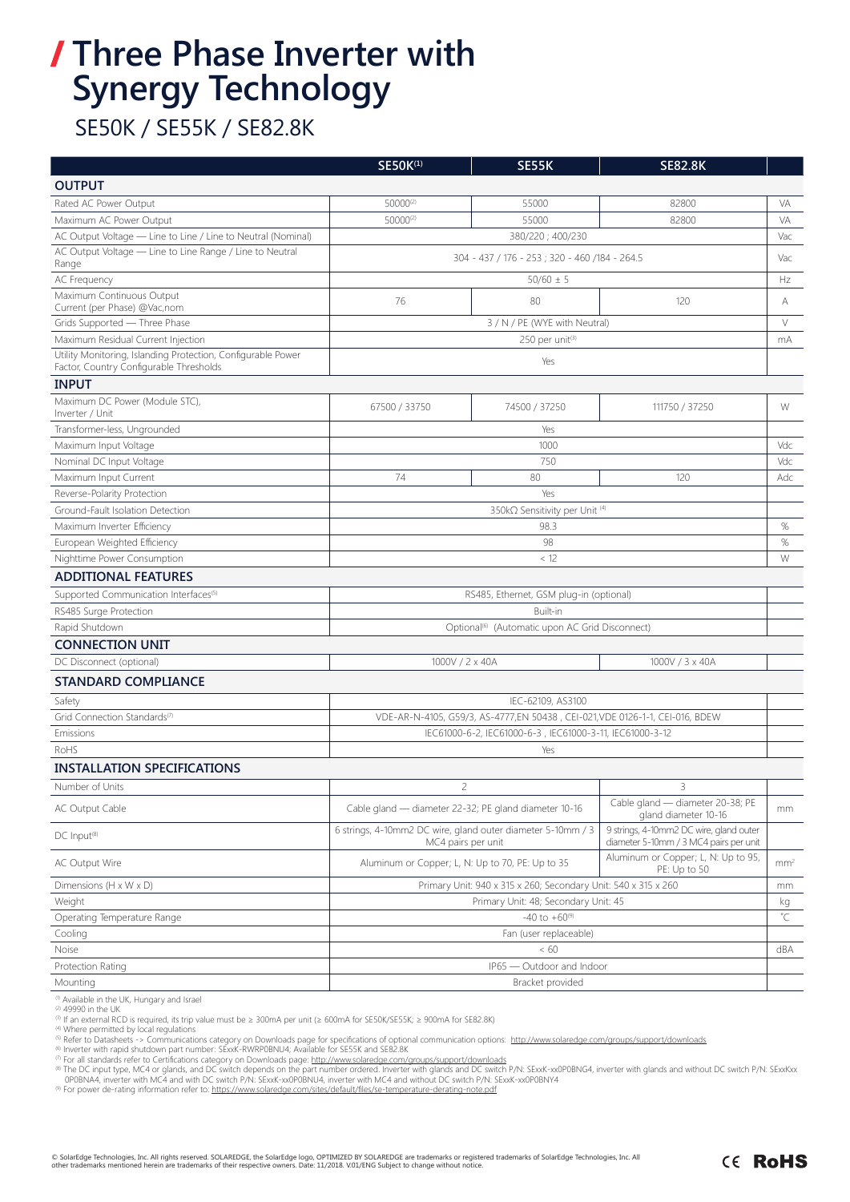# / Three Phase Inverter with Synergy Technology

## SE50K / SE55K / SE82.8K

| | SE50K[1] | SE55K | SE82.8K | |
|---|---|---|---|---|
| **OUTPUT** | | | | |
| Rated AC Power Output | 50000[2] | 55000 | 82800 | VA |
| Maximum AC Power Output | 50000[2] | 55000 | 82800 | VA |
| AC Output Voltage — Line to Line / Line to Neutral (Nominal) | 380/220 ; 400/230 | | | Vac |
| AC Output Voltage — Line to Line Range / Line to Neutral Range | 304 - 437 / 176 - 253 ; 320 - 460 /184 - 264.5 | | | Vac |
| AC Frequency | 50/60 ± 5 | | | Hz |
| Maximum Continuous Output Current (per Phase) @Vac,nom | 76 | 80 | 120 | A |
| Grids Supported — Three Phase | 3 / N / PE (WYE with Neutral) | | | V |
| Maximum Residual Current Injection | 250 per unit[3] | | | mA |
| Utility Monitoring, Islanding Protection, Configurable Power Factor, Country Configurable Thresholds | Yes | | | |
| **INPUT** | | | | |
| Maximum DC Power (Module STC), Inverter / Unit | 67500 / 33750 | 74500 / 37250 | 111750 / 37250 | W |
| Transformer-less, Ungrounded | Yes | | | |
| Maximum Input Voltage | 1000 | | | Vdc |
| Nominal DC Input Voltage | 750 | | | Vdc |
| Maximum Input Current | 74 | 80 | 120 | Adc |
| Reverse-Polarity Protection | Yes | | | |
| Ground-Fault Isolation Detection | 350kΩ Sensitivity per Unit [4] | | | |
| Maximum Inverter Efficiency | 98.3 | | | % |
| European Weighted Efficiency | 98 | | | % |
| Nighttime Power Consumption | < 12 | | | W |
| **ADDITIONAL FEATURES** | | | | |
| Supported Communication Interfaces[5] | RS485, Ethernet, GSM plug-in (optional) | | | |
| RS485 Surge Protection | Built-in | | | |
| Rapid Shutdown | Optional[6] (Automatic upon AC Grid Disconnect) | | | |
| **CONNECTION UNIT** | | | | |
| DC Disconnect (optional) | 1000V / 2 x 40A | | 1000V / 3 x 40A | |
| **STANDARD COMPLIANCE** | | | | |
| Safety | IEC-62109, AS3100 | | | |
| Grid Connection Standards[7] | VDE-AR-N-4105, G59/3, AS-4777,EN 50438 , CEI-021,VDE 0126-1-1, CEI-016, BDEW | | | |
| Emissions | IEC61000-6-2, IEC61000-6-3 , IEC61000-3-11, IEC61000-3-12 | | | |
| RoHS | Yes | | | |
| **INSTALLATION SPECIFICATIONS** | | | | |
| Number of Units | 2 | | 3 | |
| AC Output Cable | Cable gland — diameter 22-32; PE gland diameter 10-16 | | Cable gland — diameter 20-38; PE gland diameter 10-16 | mm |
| DC Input[8] | 6 strings, 4-10mm2 DC wire, gland outer diameter 5-10mm / 3 MC4 pairs per unit | | 9 strings, 4-10mm2 DC wire, gland outer diameter 5-10mm / 3 MC4 pairs per unit | |
| AC Output Wire | Aluminum or Copper; L, N: Up to 70, PE: Up to 35 | | Aluminum or Copper; L, N: Up to 95, PE: Up to 50 | mm² |
| Dimensions (H x W x D) | Primary Unit: 940 x 315 x 260; Secondary Unit: 540 x 315 x 260 | | | mm |
| Weight | Primary Unit: 48; Secondary Unit: 45 | | | kg |
| Operating Temperature Range | -40 to +60[9] | | | °C |
| Cooling | Fan (user replaceable) | | | |
| Noise | < 60 | | | dBA |
| Protection Rating | IP65 — Outdoor and Indoor | | | |
| Mounting | Bracket provided | | | |

[1] Available in the UK, Hungary and Israel
[2] 49990 in the UK
[3] If an external RCD is required, its trip value must be ≥ 300mA per unit (≥ 600mA for SE50K/SE55K; ≥ 900mA for SE82.8K)
[4] Where permitted by local regulations
[5] Refer to Datasheets -> Communications category on Downloads page for specifications of optional communication options: http://www.solaredge.com/groups/support/downloads
[6] Inverter with rapid shutdown part number: SExxK-RWRP0BNU4; Available for SE55K and SE82.8K
[7] For all standards refer to Certifications category on Downloads page: http://www.solaredge.com/groups/support/downloads
[8] The DC input type, MC4 or glands, and DC switch depends on the part number ordered. Inverter with glands and DC switch P/N: SExxK-xx0P0BNG4, inverter with glands and without DC switch P/N: SExxKxx0P0BNA4, inverter with MC4 and with DC switch P/N: SExxK-xx0P0BNU4, inverter with MC4 and without DC switch P/N: SExxK-xx0P0BNY4
[9] For power de-rating information refer to: https://www.solaredge.com/sites/default/files/se-temperature-derating-note.pdf

© SolarEdge Technologies, Inc. All rights reserved. SOLAREDGE, the SolarEdge logo, OPTIMIZED BY SOLAREDGE are trademarks or registered trademarks of SolarEdge Technologies, Inc. All other trademarks mentioned herein are trademarks of their respective owners. Date: 11/2018. V.01/ENG Subject to change without notice.

CE RoHS